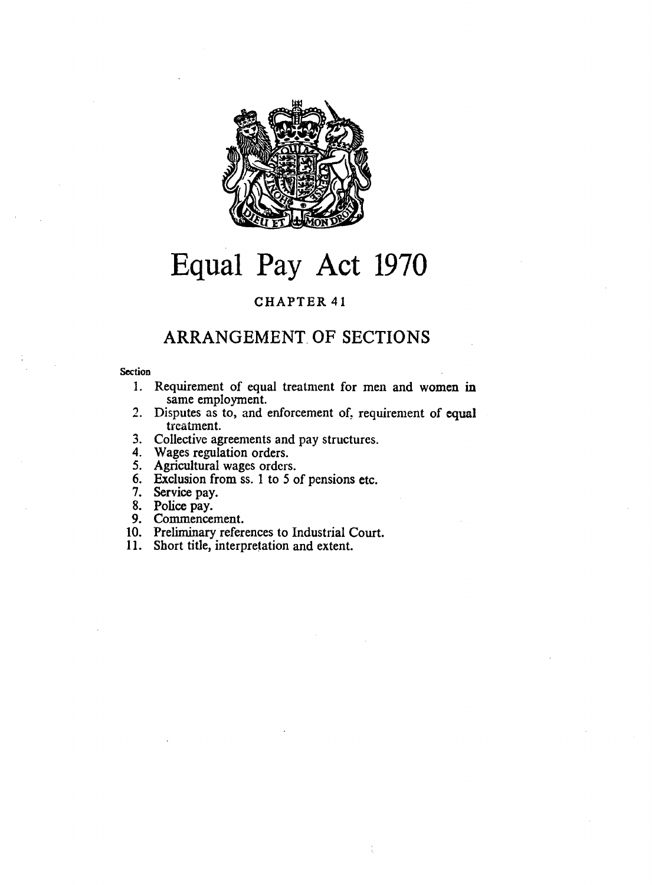# Equal Pay Act 1970

## CHAPTER 41

## ARRANGEMENT OF SECTIONS

Section

1. Requirement of equal treatment for men and women in same employment.
2. Disputes as to, and enforcement of, requirement of equal treatment.
3. Collective agreements and pay structures.
4. Wages regulation orders.
5. Agricultural wages orders.
6. Exclusion from ss. 1 to 5 of pensions etc.
7. Service pay.
8. Police pay.
9. Commencement.
10. Preliminary references to Industrial Court.
11. Short title, interpretation and extent.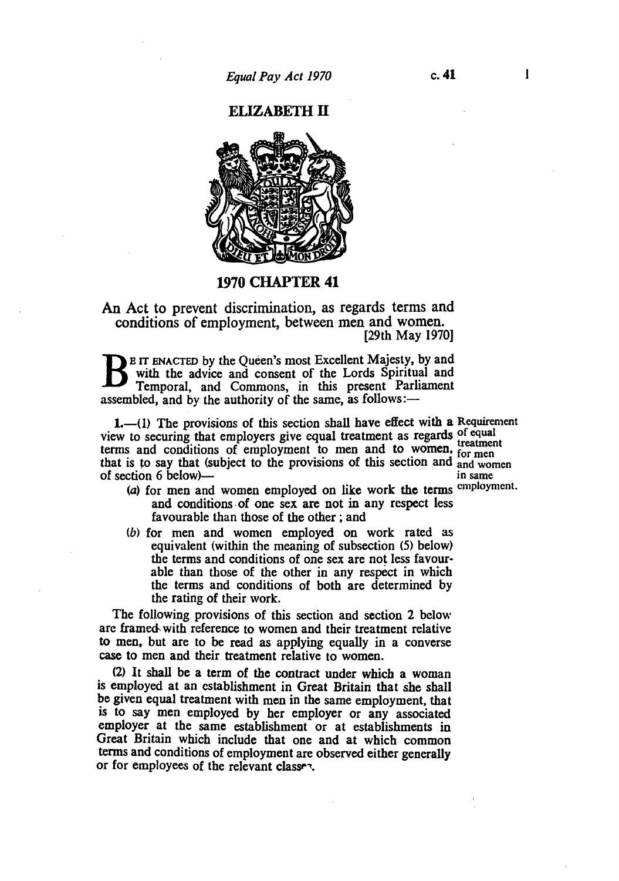ELIZABETH II

# 1970 CHAPTER 41

An Act to prevent discrimination, as regards terms and conditions of employment, between men and women.
[29th May 1970]

BE IT ENACTED by the Queen's most Excellent Majesty, by and with the advice and consent of the Lords Spiritual and Temporal, and Commons, in this present Parliament assembled, and by the authority of the same, as follows:—

*Requirement of equal treatment for men and women in same employment.*

**1.**—(1) The provisions of this section shall have effect with a view to securing that employers give equal treatment as regards terms and conditions of employment to men and to women, that is to say that (subject to the provisions of this section and of section 6 below)—

(a) for men and women employed on like work the terms and conditions of one sex are not in any respect less favourable than those of the other; and

(b) for men and women employed on work rated as equivalent (within the meaning of subsection (5) below) the terms and conditions of one sex are not less favourable than those of the other in any respect in which the terms and conditions of both are determined by the rating of their work.

The following provisions of this section and section 2 below are framed with reference to women and their treatment relative to men, but are to be read as applying equally in a converse case to men and their treatment relative to women.

(2) It shall be a term of the contract under which a woman is employed at an establishment in Great Britain that she shall be given equal treatment with men in the same employment, that is to say men employed by her employer or any associated employer at the same establishment or at establishments in Great Britain which include that one and at which common terms and conditions of employment are observed either generally or for employees of the relevant classes.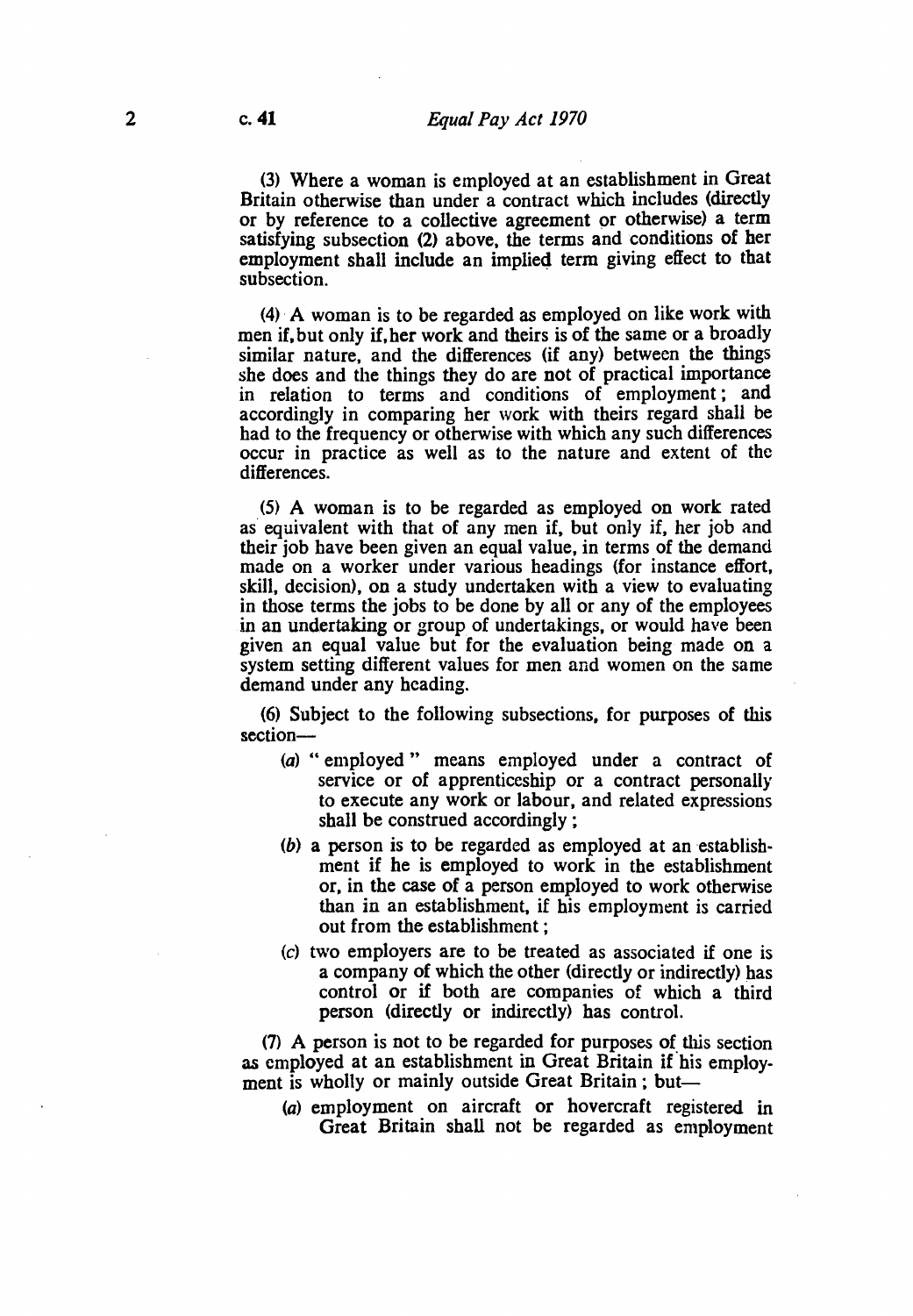(3) Where a woman is employed at an establishment in Great Britain otherwise than under a contract which includes (directly or by reference to a collective agreement or otherwise) a term satisfying subsection (2) above, the terms and conditions of her employment shall include an implied term giving effect to that subsection.

(4) A woman is to be regarded as employed on like work with men if, but only if, her work and theirs is of the same or a broadly similar nature, and the differences (if any) between the things she does and the things they do are not of practical importance in relation to terms and conditions of employment; and accordingly in comparing her work with theirs regard shall be had to the frequency or otherwise with which any such differences occur in practice as well as to the nature and extent of the differences.

(5) A woman is to be regarded as employed on work rated as equivalent with that of any men if, but only if, her job and their job have been given an equal value, in terms of the demand made on a worker under various headings (for instance effort, skill, decision), on a study undertaken with a view to evaluating in those terms the jobs to be done by all or any of the employees in an undertaking or group of undertakings, or would have been given an equal value but for the evaluation being made on a system setting different values for men and women on the same demand under any heading.

(6) Subject to the following subsections, for purposes of this section—

- (*a*) " employed " means employed under a contract of service or of apprenticeship or a contract personally to execute any work or labour, and related expressions shall be construed accordingly;
- (*b*) a person is to be regarded as employed at an establishment if he is employed to work in the establishment or, in the case of a person employed to work otherwise than in an establishment, if his employment is carried out from the establishment;
- (*c*) two employers are to be treated as associated if one is a company of which the other (directly or indirectly) has control or if both are companies of which a third person (directly or indirectly) has control.

(7) A person is not to be regarded for purposes of this section as employed at an establishment in Great Britain if his employment is wholly or mainly outside Great Britain; but—

- (*a*) employment on aircraft or hovercraft registered in Great Britain shall not be regarded as employment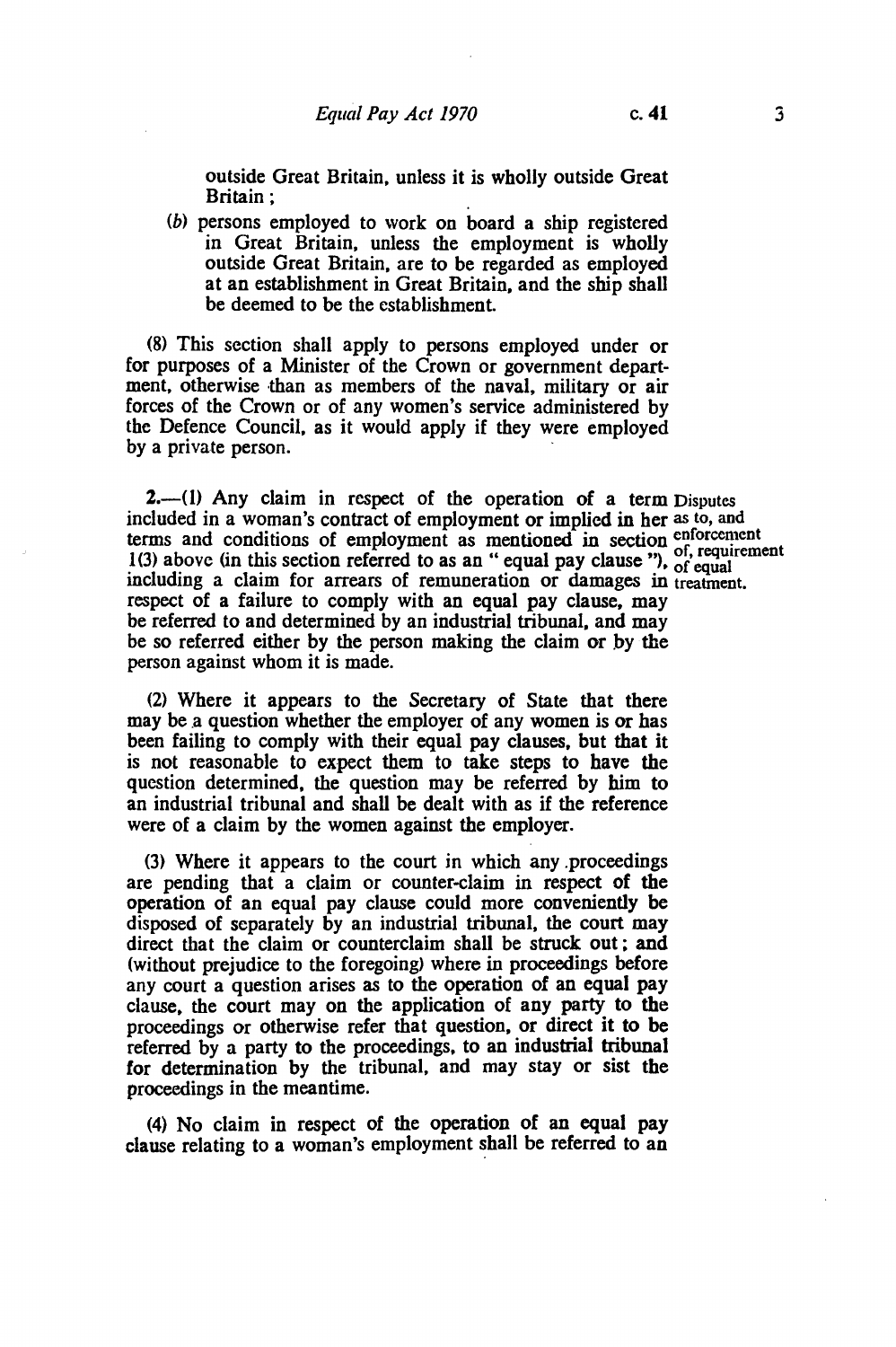outside Great Britain, unless it is wholly outside Great Britain;

(b) persons employed to work on board a ship registered in Great Britain, unless the employment is wholly outside Great Britain, are to be regarded as employed at an establishment in Great Britain, and the ship shall be deemed to be the establishment.

(8) This section shall apply to persons employed under or for purposes of a Minister of the Crown or government department, otherwise than as members of the naval, military or air forces of the Crown or of any women's service administered by the Defence Council, as it would apply if they were employed by a private person.

Disputes as to, and enforcement of, requirement of equal treatment.

**2.**—(1) Any claim in respect of the operation of a term included in a woman's contract of employment or implied in her terms and conditions of employment as mentioned in section 1(3) above (in this section referred to as an " equal pay clause "), including a claim for arrears of remuneration or damages in respect of a failure to comply with an equal pay clause, may be referred to and determined by an industrial tribunal, and may be so referred either by the person making the claim or by the person against whom it is made.

(2) Where it appears to the Secretary of State that there may be a question whether the employer of any women is or has been failing to comply with their equal pay clauses, but that it is not reasonable to expect them to take steps to have the question determined, the question may be referred by him to an industrial tribunal and shall be dealt with as if the reference were of a claim by the women against the employer.

(3) Where it appears to the court in which any proceedings are pending that a claim or counter-claim in respect of the operation of an equal pay clause could more conveniently be disposed of separately by an industrial tribunal, the court may direct that the claim or counterclaim shall be struck out; and (without prejudice to the foregoing) where in proceedings before any court a question arises as to the operation of an equal pay clause, the court may on the application of any party to the proceedings or otherwise refer that question, or direct it to be referred by a party to the proceedings, to an industrial tribunal for determination by the tribunal, and may stay or sist the proceedings in the meantime.

(4) No claim in respect of the operation of an equal pay clause relating to a woman's employment shall be referred to an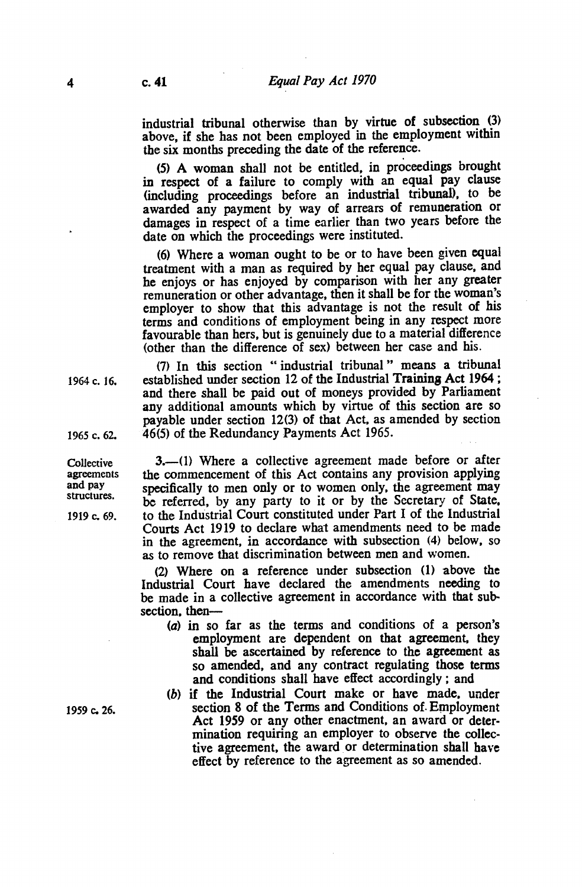industrial tribunal otherwise than by virtue of subsection (3) above, if she has not been employed in the employment within the six months preceding the date of the reference.

(5) A woman shall not be entitled, in proceedings brought in respect of a failure to comply with an equal pay clause (including proceedings before an industrial tribunal), to be awarded any payment by way of arrears of remuneration or damages in respect of a time earlier than two years before the date on which the proceedings were instituted.

(6) Where a woman ought to be or to have been given equal treatment with a man as required by her equal pay clause, and he enjoys or has enjoyed by comparison with her any greater remuneration or other advantage, then it shall be for the woman's employer to show that this advantage is not the result of his terms and conditions of employment being in any respect more favourable than hers, but is genuinely due to a material difference (other than the difference of sex) between her case and his.

(7) In this section "industrial tribunal" means a tribunal established under section 12 of the Industrial Training Act 1964; and there shall be paid out of moneys provided by Parliament any additional amounts which by virtue of this section are so payable under section 12(3) of that Act, as amended by section 46(5) of the Redundancy Payments Act 1965.

1964 c. 16.

1965 c. 62.

Collective agreements and pay structures.

1919 c. 69.

3.—(1) Where a collective agreement made before or after the commencement of this Act contains any provision applying specifically to men only or to women only, the agreement may be referred, by any party to it or by the Secretary of State, to the Industrial Court constituted under Part I of the Industrial Courts Act 1919 to declare what amendments need to be made in the agreement, in accordance with subsection (4) below, so as to remove that discrimination between men and women.

(2) Where on a reference under subsection (1) above the Industrial Court have declared the amendments needing to be made in a collective agreement in accordance with that subsection, then—

- (*a*) in so far as the terms and conditions of a person's employment are dependent on that agreement, they shall be ascertained by reference to the agreement as so amended, and any contract regulating those terms and conditions shall have effect accordingly; and
- (*b*) if the Industrial Court make or have made, under section 8 of the Terms and Conditions of Employment Act 1959 or any other enactment, an award or determination requiring an employer to observe the collective agreement, the award or determination shall have effect by reference to the agreement as so amended.

1959 c. 26.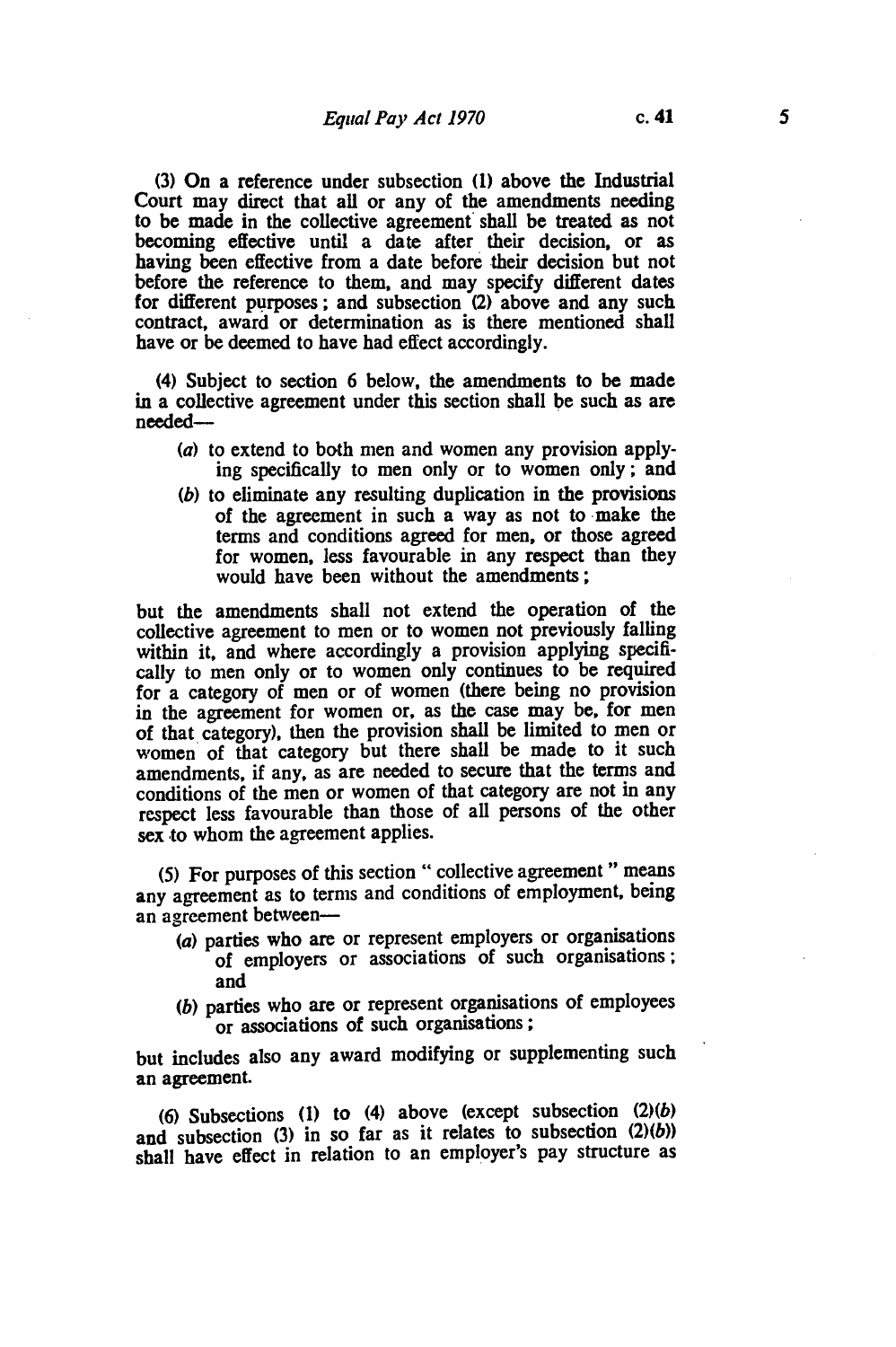(3) On a reference under subsection (1) above the Industrial Court may direct that all or any of the amendments needing to be made in the collective agreement shall be treated as not becoming effective until a date after their decision, or as having been effective from a date before their decision but not before the reference to them, and may specify different dates for different purposes; and subsection (2) above and any such contract, award or determination as is there mentioned shall have or be deemed to have had effect accordingly.

(4) Subject to section 6 below, the amendments to be made in a collective agreement under this section shall be such as are needed—

(*a*) to extend to both men and women any provision applying specifically to men only or to women only; and

(*b*) to eliminate any resulting duplication in the provisions of the agreement in such a way as not to make the terms and conditions agreed for men, or those agreed for women, less favourable in any respect than they would have been without the amendments;

but the amendments shall not extend the operation of the collective agreement to men or to women not previously falling within it, and where accordingly a provision applying specifically to men only or to women only continues to be required for a category of men or of women (there being no provision in the agreement for women or, as the case may be, for men of that category), then the provision shall be limited to men or women of that category but there shall be made to it such amendments, if any, as are needed to secure that the terms and conditions of the men or women of that category are not in any respect less favourable than those of all persons of the other sex to whom the agreement applies.

(5) For purposes of this section " collective agreement " means any agreement as to terms and conditions of employment, being an agreement between—

(*a*) parties who are or represent employers or organisations of employers or associations of such organisations; and

(*b*) parties who are or represent organisations of employees or associations of such organisations;

but includes also any award modifying or supplementing such an agreement.

(6) Subsections (1) to (4) above (except subsection (2)(*b*) and subsection (3) in so far as it relates to subsection (2)(*b*)) shall have effect in relation to an employer's pay structure as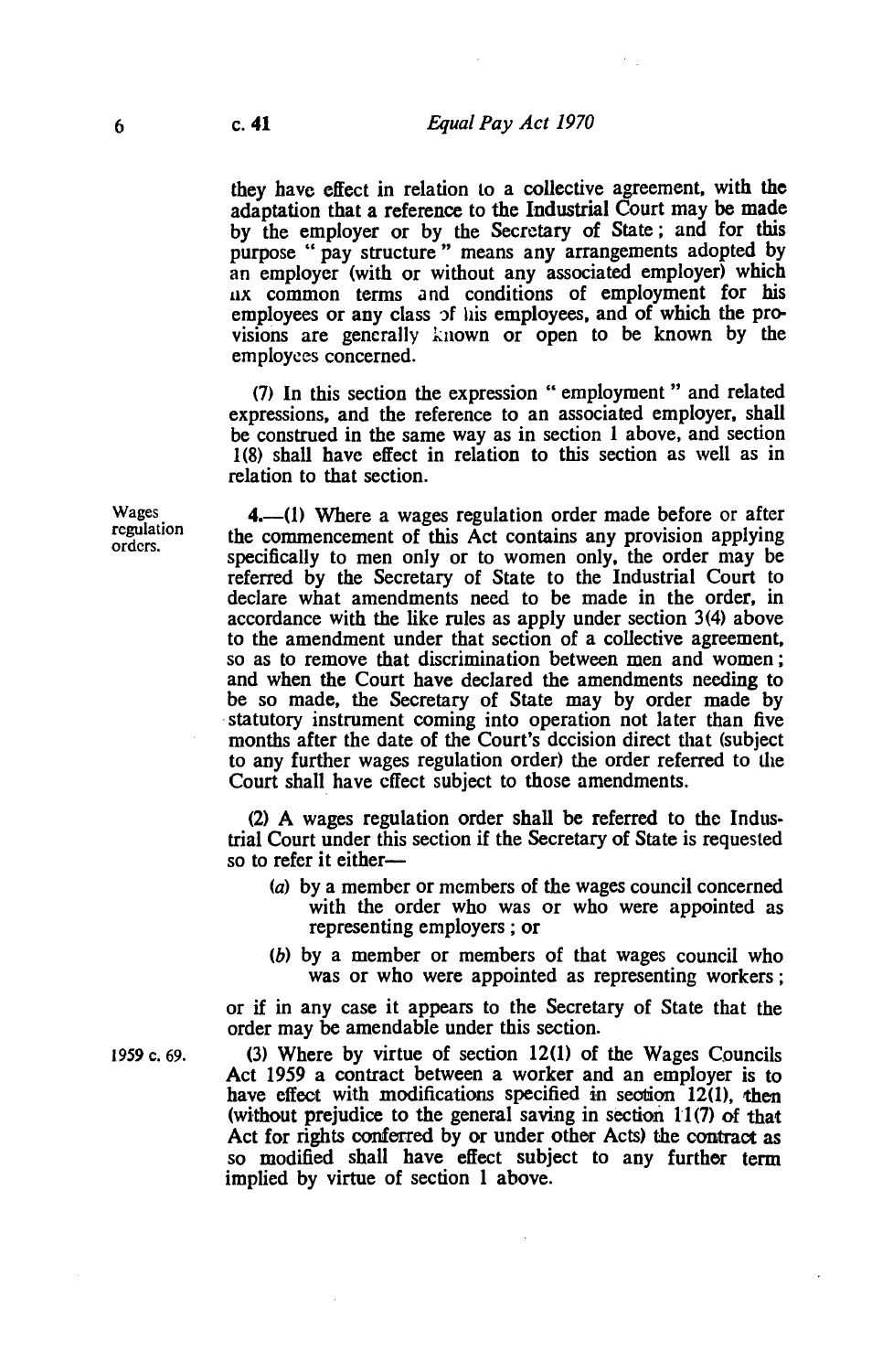they have effect in relation to a collective agreement, with the adaptation that a reference to the Industrial Court may be made by the employer or by the Secretary of State; and for this purpose "pay structure" means any arrangements adopted by an employer (with or without any associated employer) which fix common terms and conditions of employment for his employees or any class of his employees, and of which the provisions are generally known or open to be known by the employees concerned.

(7) In this section the expression "employment" and related expressions, and the reference to an associated employer, shall be construed in the same way as in section 1 above, and section 1(8) shall have effect in relation to this section as well as in relation to that section.

Wages regulation orders.

**4.**—(1) Where a wages regulation order made before or after the commencement of this Act contains any provision applying specifically to men only or to women only, the order may be referred by the Secretary of State to the Industrial Court to declare what amendments need to be made in the order, in accordance with the like rules as apply under section 3(4) above to the amendment under that section of a collective agreement, so as to remove that discrimination between men and women; and when the Court have declared the amendments needing to be so made, the Secretary of State may by order made by statutory instrument coming into operation not later than five months after the date of the Court's decision direct that (subject to any further wages regulation order) the order referred to the Court shall have effect subject to those amendments.

(2) A wages regulation order shall be referred to the Industrial Court under this section if the Secretary of State is requested so to refer it either—

(a) by a member or members of the wages council concerned with the order who was or who were appointed as representing employers; or

(b) by a member or members of that wages council who was or who were appointed as representing workers;

or if in any case it appears to the Secretary of State that the order may be amendable under this section.

1959 c. 69.

(3) Where by virtue of section 12(1) of the Wages Councils Act 1959 a contract between a worker and an employer is to have effect with modifications specified in section 12(1), then (without prejudice to the general saving in section 11(7) of that Act for rights conferred by or under other Acts) the contract as so modified shall have effect subject to any further term implied by virtue of section 1 above.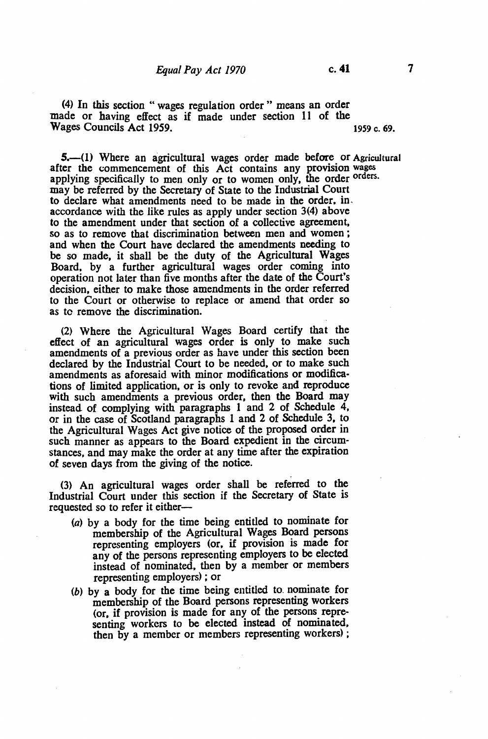(4) In this section " wages regulation order " means an order made or having effect as if made under section 11 of the Wages Councils Act 1959. 1959 c. 69.

Agricultural wages orders.

**5.**—(1) Where an agricultural wages order made before or after the commencement of this Act contains any provision applying specifically to men only or to women only, the order may be referred by the Secretary of State to the Industrial Court to declare what amendments need to be made in the order, in accordance with the like rules as apply under section 3(4) above to the amendment under that section of a collective agreement, so as to remove that discrimination between men and women; and when the Court have declared the amendments needing to be so made, it shall be the duty of the Agricultural Wages Board, by a further agricultural wages order coming into operation not later than five months after the date of the Court's decision, either to make those amendments in the order referred to the Court or otherwise to replace or amend that order so as to remove the discrimination.

(2) Where the Agricultural Wages Board certify that the effect of an agricultural wages order is only to make such amendments of a previous order as have under this section been declared by the Industrial Court to be needed, or to make such amendments as aforesaid with minor modifications or modifications of limited application, or is only to revoke and reproduce with such amendments a previous order, then the Board may instead of complying with paragraphs 1 and 2 of Schedule 4, or in the case of Scotland paragraphs 1 and 2 of Schedule 3, to the Agricultural Wages Act give notice of the proposed order in such manner as appears to the Board expedient in the circumstances, and may make the order at any time after the expiration of seven days from the giving of the notice.

(3) An agricultural wages order shall be referred to the Industrial Court under this section if the Secretary of State is requested so to refer it either—

- (*a*) by a body for the time being entitled to nominate for membership of the Agricultural Wages Board persons representing employers (or, if provision is made for any of the persons representing employers to be elected instead of nominated, then by a member or members representing employers); or
- (*b*) by a body for the time being entitled to nominate for membership of the Board persons representing workers (or, if provision is made for any of the persons representing workers to be elected instead of nominated, then by a member or members representing workers);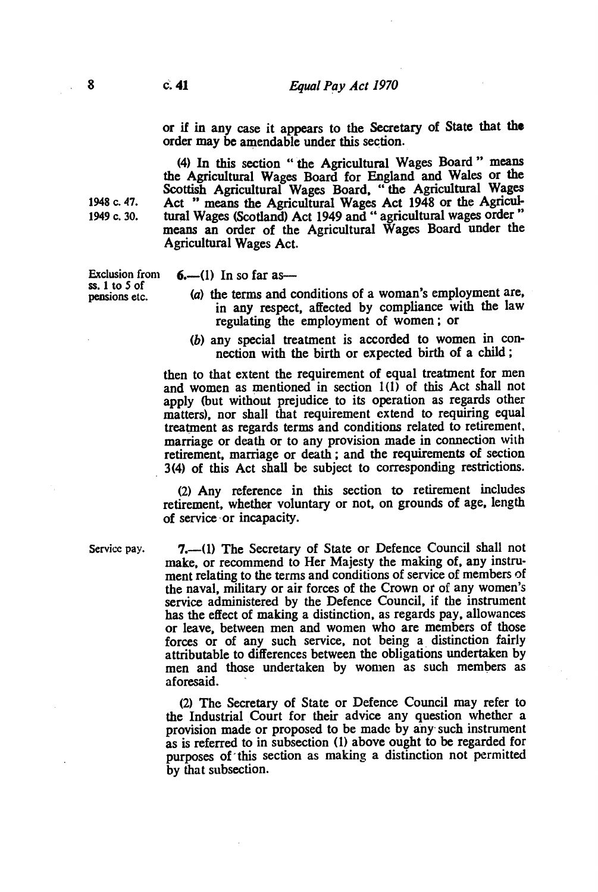or if in any case it appears to the Secretary of State that the order may be amendable under this section.

(4) In this section "the Agricultural Wages Board" means the Agricultural Wages Board for England and Wales or the Scottish Agricultural Wages Board, "the Agricultural Wages Act" means the Agricultural Wages Act 1948 or the Agricultural Wages (Scotland) Act 1949 and "agricultural wages order" means an order of the Agricultural Wages Board under the Agricultural Wages Act.

1948 c. 47.
1949 c. 30.

**Exclusion from ss. 1 to 5 of pensions etc.**

6.—(1) In so far as—

(a) the terms and conditions of a woman's employment are, in any respect, affected by compliance with the law regulating the employment of women; or

(b) any special treatment is accorded to women in connection with the birth or expected birth of a child;

then to that extent the requirement of equal treatment for men and women as mentioned in section 1(1) of this Act shall not apply (but without prejudice to its operation as regards other matters), nor shall that requirement extend to requiring equal treatment as regards terms and conditions related to retirement, marriage or death or to any provision made in connection with retirement, marriage or death; and the requirements of section 3(4) of this Act shall be subject to corresponding restrictions.

(2) Any reference in this section to retirement includes retirement, whether voluntary or not, on grounds of age, length of service or incapacity.

**Service pay.**

7.—(1) The Secretary of State or Defence Council shall not make, or recommend to Her Majesty the making of, any instrument relating to the terms and conditions of service of members of the naval, military or air forces of the Crown or of any women's service administered by the Defence Council, if the instrument has the effect of making a distinction, as regards pay, allowances or leave, between men and women who are members of those forces or of any such service, not being a distinction fairly attributable to differences between the obligations undertaken by men and those undertaken by women as such members as aforesaid.

(2) The Secretary of State or Defence Council may refer to the Industrial Court for their advice any question whether a provision made or proposed to be made by any such instrument as is referred to in subsection (1) above ought to be regarded for purposes of this section as making a distinction not permitted by that subsection.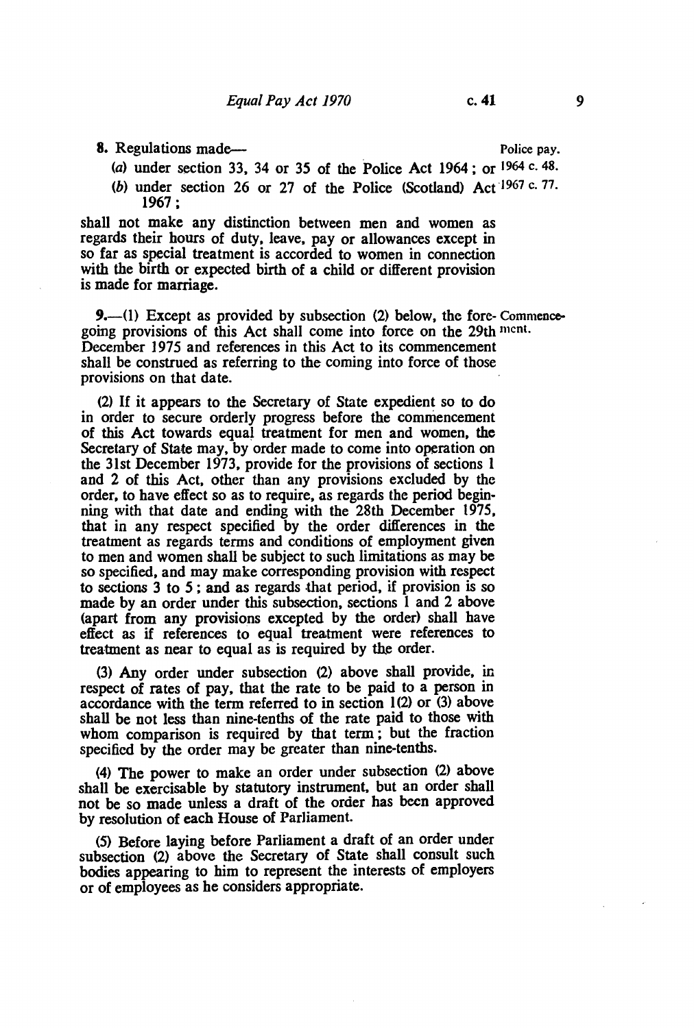**8.** Regulations made— *Police pay.*

(*a*) under section 33, 34 or 35 of the Police Act 1964; or *1964 c. 48.*

(*b*) under section 26 or 27 of the Police (Scotland) Act 1967; *1967 c. 77.*

shall not make any distinction between men and women as regards their hours of duty, leave, pay or allowances except in so far as special treatment is accorded to women in connection with the birth or expected birth of a child or different provision is made for marriage.

**9.**—(1) Except as provided by subsection (2) below, the foregoing provisions of this Act shall come into force on the 29th December 1975 and references in this Act to its commencement shall be construed as referring to the coming into force of those provisions on that date. *Commencement.*

(2) If it appears to the Secretary of State expedient so to do in order to secure orderly progress before the commencement of this Act towards equal treatment for men and women, the Secretary of State may, by order made to come into operation on the 31st December 1973, provide for the provisions of sections 1 and 2 of this Act, other than any provisions excluded by the order, to have effect so as to require, as regards the period beginning with that date and ending with the 28th December 1975, that in any respect specified by the order differences in the treatment as regards terms and conditions of employment given to men and women shall be subject to such limitations as may be so specified, and may make corresponding provision with respect to sections 3 to 5; and as regards that period, if provision is so made by an order under this subsection, sections 1 and 2 above (apart from any provisions excepted by the order) shall have effect as if references to equal treatment were references to treatment as near to equal as is required by the order.

(3) Any order under subsection (2) above shall provide, in respect of rates of pay, that the rate to be paid to a person in accordance with the term referred to in section 1(2) or (3) above shall be not less than nine-tenths of the rate paid to those with whom comparison is required by that term; but the fraction specified by the order may be greater than nine-tenths.

(4) The power to make an order under subsection (2) above shall be exercisable by statutory instrument, but an order shall not be so made unless a draft of the order has been approved by resolution of each House of Parliament.

(5) Before laying before Parliament a draft of an order under subsection (2) above the Secretary of State shall consult such bodies appearing to him to represent the interests of employers or of employees as he considers appropriate.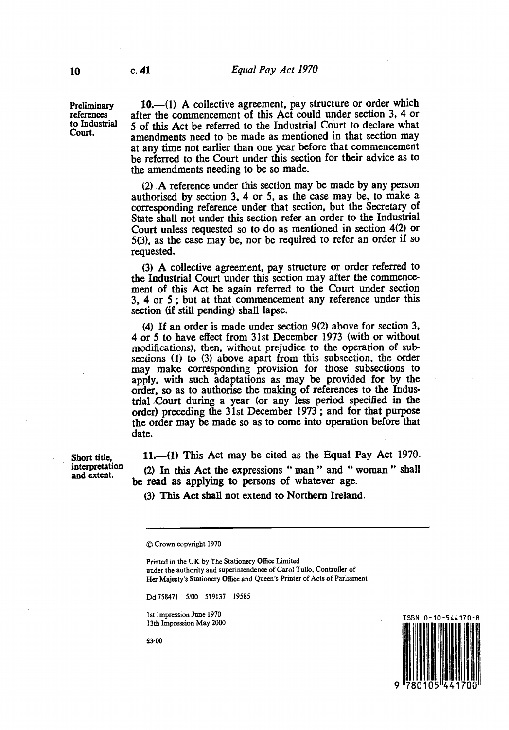**Preliminary references to Industrial Court.**

**10.**—(1) A collective agreement, pay structure or order which after the commencement of this Act could under section 3, 4 or 5 of this Act be referred to the Industrial Court to declare what amendments need to be made as mentioned in that section may at any time not earlier than one year before that commencement be referred to the Court under this section for their advice as to the amendments needing to be so made.

(2) A reference under this section may be made by any person authorised by section 3, 4 or 5, as the case may be, to make a corresponding reference under that section, but the Secretary of State shall not under this section refer an order to the Industrial Court unless requested so to do as mentioned in section 4(2) or 5(3), as the case may be, nor be required to refer an order if so requested.

(3) A collective agreement, pay structure or order referred to the Industrial Court under this section may after the commencement of this Act be again referred to the Court under section 3, 4 or 5; but at that commencement any reference under this section (if still pending) shall lapse.

(4) If an order is made under section 9(2) above for section 3, 4 or 5 to have effect from 31st December 1973 (with or without modifications), then, without prejudice to the operation of subsections (1) to (3) above apart from this subsection, the order may make corresponding provision for those subsections to apply, with such adaptations as may be provided for by the order, so as to authorise the making of references to the Industrial Court during a year (or any less period specified in the order) preceding the 31st December 1973; and for that purpose the order may be made so as to come into operation before that date.

**Short title, interpretation and extent.**

**11.**—(1) This Act may be cited as the Equal Pay Act 1970.

(2) In this Act the expressions " man " and " woman " shall be read as applying to persons of whatever age.

(3) This Act shall not extend to Northern Ireland.

---

© Crown copyright 1970

Printed in the UK by The Stationery Office Limited
under the authority and superintendence of Carol Tullo, Controller of
Her Majesty's Stationery Office and Queen's Printer of Acts of Parliament

Dd 758471 5/00 519137 19585

1st Impression June 1970
13th Impression May 2000

£3·00

ISBN 0-10-544170-8

9 780105 441700